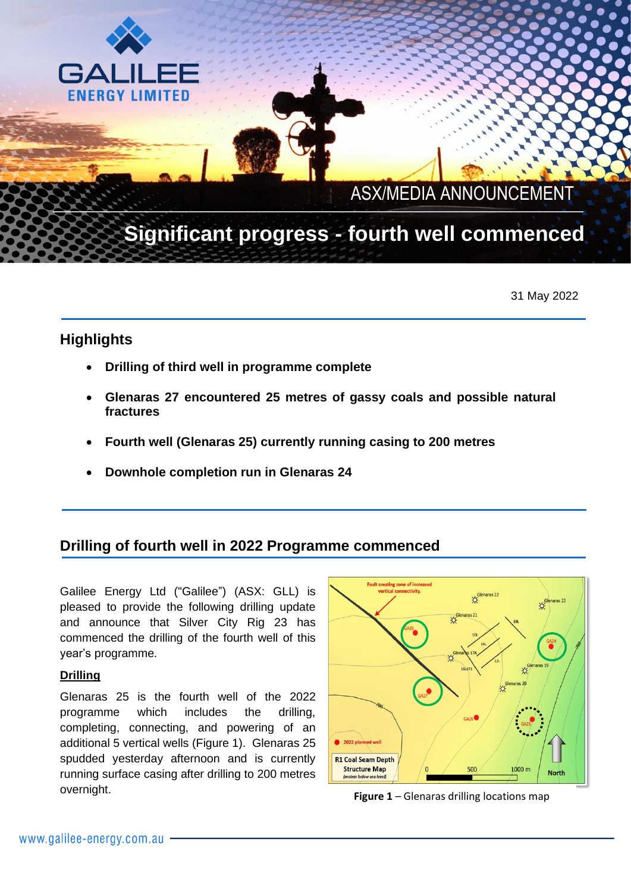# Significant progress - fourth well commenced

ASX/MEDIA ANNOUNCEMENT

31 May 2022

## Highlights

- **Drilling of third well in programme complete**
- **Glenaras 27 encountered 25 metres of gassy coals and possible natural fractures**
- **Fourth well (Glenaras 25) currently running casing to 200 metres**
- **Downhole completion run in Glenaras 24**

## Drilling of fourth well in 2022 Programme commenced

Galilee Energy Ltd ("Galilee") (ASX: GLL) is pleased to provide the following drilling update and announce that Silver City Rig 23 has commenced the drilling of the fourth well of this year's programme.

**Drilling**

Glenaras 25 is the fourth well of the 2022 programme which includes the drilling, completing, connecting, and powering of an additional 5 vertical wells (Figure 1). Glenaras 25 spudded yesterday afternoon and is currently running surface casing after drilling to 200 metres overnight.

**Figure 1** – Glenaras drilling locations map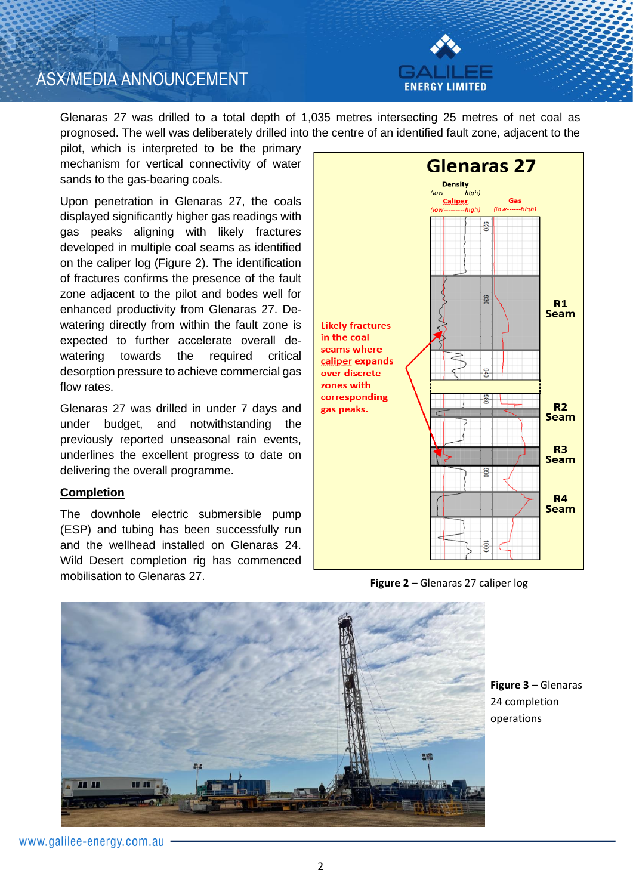Glenaras 27 was drilled to a total depth of 1,035 metres intersecting 25 metres of net coal as prognosed. The well was deliberately drilled into the centre of an identified fault zone, adjacent to the pilot, which is interpreted to be the primary mechanism for vertical connectivity of water sands to the gas-bearing coals.

Upon penetration in Glenaras 27, the coals displayed significantly higher gas readings with gas peaks aligning with likely fractures developed in multiple coal seams as identified on the caliper log (Figure 2). The identification of fractures confirms the presence of the fault zone adjacent to the pilot and bodes well for enhanced productivity from Glenaras 27. De-watering directly from within the fault zone is expected to further accelerate overall de-watering towards the required critical desorption pressure to achieve commercial gas flow rates.

Glenaras 27 was drilled in under 7 days and under budget, and notwithstanding the previously reported unseasonal rain events, underlines the excellent progress to date on delivering the overall programme.

**Figure 2** – Glenaras 27 caliper log

## Completion

The downhole electric submersible pump (ESP) and tubing has been successfully run and the wellhead installed on Glenaras 24. Wild Desert completion rig has commenced mobilisation to Glenaras 27.

**Figure 3** – Glenaras 24 completion operations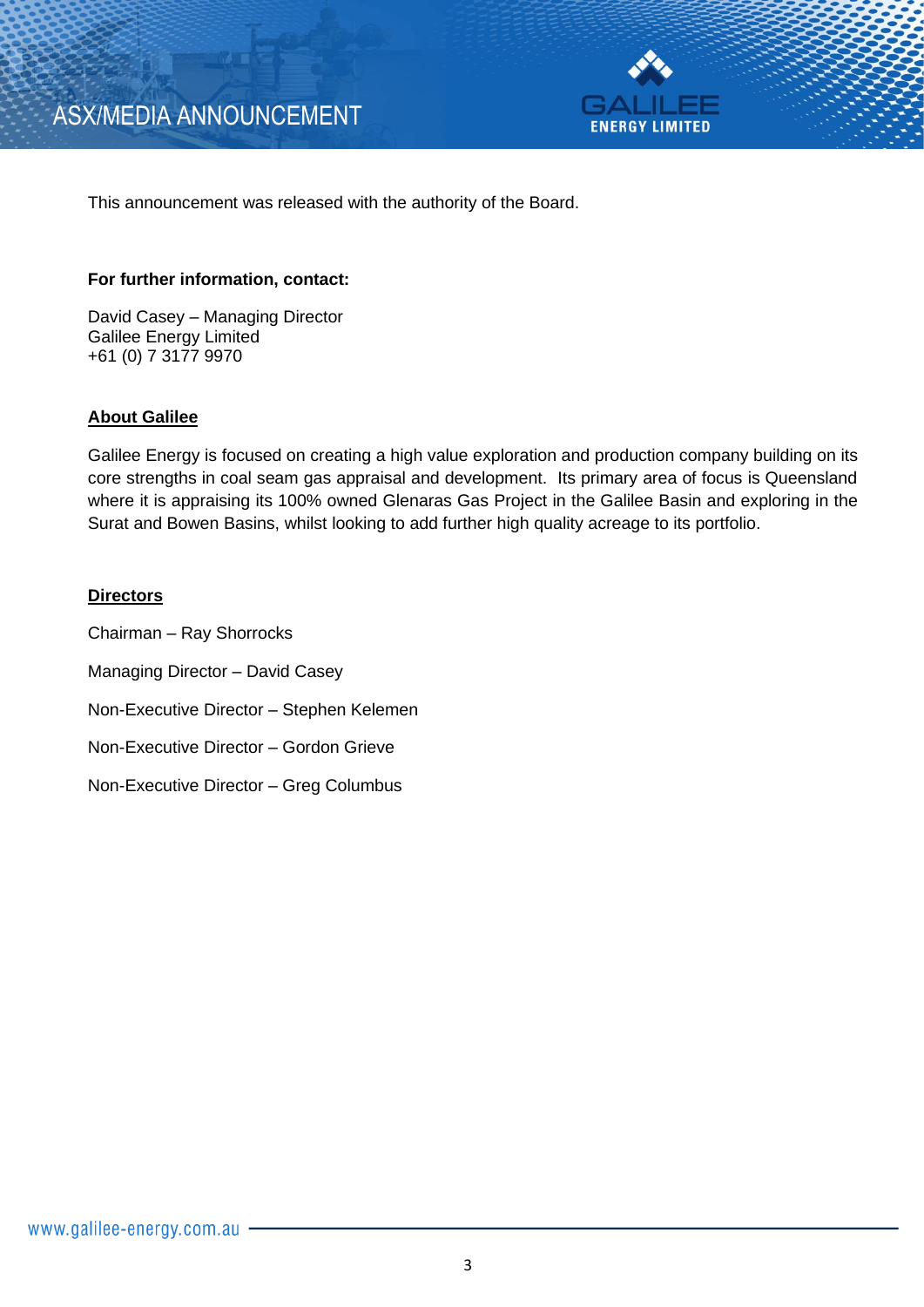This announcement was released with the authority of the Board.

**For further information, contact:**

David Casey – Managing Director
Galilee Energy Limited
+61 (0) 7 3177 9970

## About Galilee

Galilee Energy is focused on creating a high value exploration and production company building on its core strengths in coal seam gas appraisal and development. Its primary area of focus is Queensland where it is appraising its 100% owned Glenaras Gas Project in the Galilee Basin and exploring in the Surat and Bowen Basins, whilst looking to add further high quality acreage to its portfolio.

## Directors

Chairman – Ray Shorrocks

Managing Director – David Casey

Non-Executive Director – Stephen Kelemen

Non-Executive Director – Gordon Grieve

Non-Executive Director – Greg Columbus